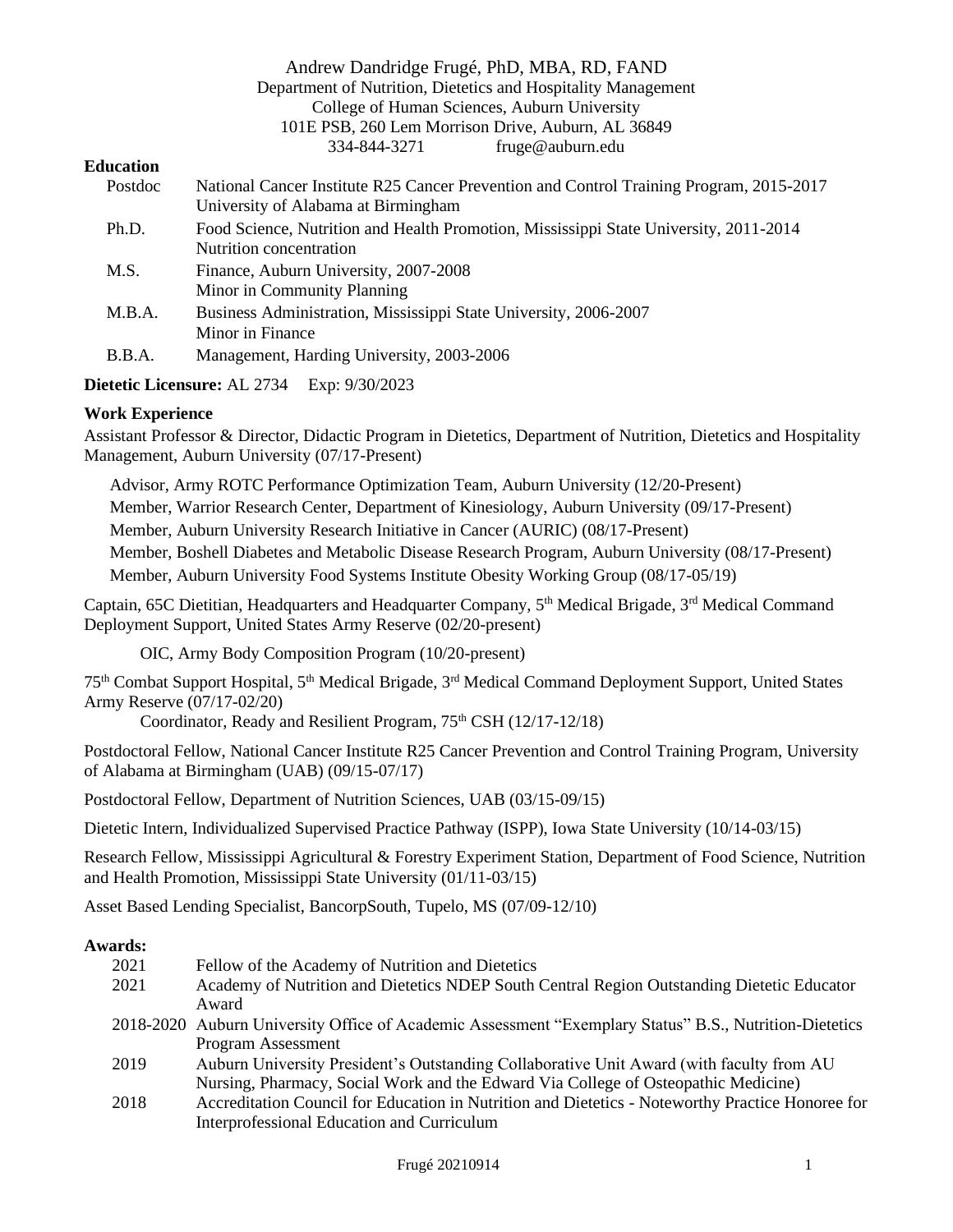# Andrew Dandridge Frugé, PhD, MBA, RD, FAND

Department of Nutrition, Dietetics and Hospitality Management
College of Human Sciences, Auburn University
101E PSB, 260 Lem Morrison Drive, Auburn, AL 36849
334-844-3271 fruge@auburn.edu

## Education

| | |
|---|---|
| Postdoc | National Cancer Institute R25 Cancer Prevention and Control Training Program, 2015-2017<br>University of Alabama at Birmingham |
| Ph.D. | Food Science, Nutrition and Health Promotion, Mississippi State University, 2011-2014<br>Nutrition concentration |
| M.S. | Finance, Auburn University, 2007-2008<br>Minor in Community Planning |
| M.B.A. | Business Administration, Mississippi State University, 2006-2007<br>Minor in Finance |
| B.B.A. | Management, Harding University, 2003-2006 |

**Dietetic Licensure:** AL 2734 Exp: 9/30/2023

## Work Experience

Assistant Professor & Director, Didactic Program in Dietetics, Department of Nutrition, Dietetics and Hospitality Management, Auburn University (07/17-Present)

- Advisor, Army ROTC Performance Optimization Team, Auburn University (12/20-Present)
- Member, Warrior Research Center, Department of Kinesiology, Auburn University (09/17-Present)
- Member, Auburn University Research Initiative in Cancer (AURIC) (08/17-Present)
- Member, Boshell Diabetes and Metabolic Disease Research Program, Auburn University (08/17-Present)
- Member, Auburn University Food Systems Institute Obesity Working Group (08/17-05/19)

Captain, 65C Dietitian, Headquarters and Headquarter Company, 5th Medical Brigade, 3rd Medical Command Deployment Support, United States Army Reserve (02/20-present)

- OIC, Army Body Composition Program (10/20-present)

75th Combat Support Hospital, 5th Medical Brigade, 3rd Medical Command Deployment Support, United States Army Reserve (07/17-02/20)

- Coordinator, Ready and Resilient Program, 75th CSH (12/17-12/18)

Postdoctoral Fellow, National Cancer Institute R25 Cancer Prevention and Control Training Program, University of Alabama at Birmingham (UAB) (09/15-07/17)

Postdoctoral Fellow, Department of Nutrition Sciences, UAB (03/15-09/15)

Dietetic Intern, Individualized Supervised Practice Pathway (ISPP), Iowa State University (10/14-03/15)

Research Fellow, Mississippi Agricultural & Forestry Experiment Station, Department of Food Science, Nutrition and Health Promotion, Mississippi State University (01/11-03/15)

Asset Based Lending Specialist, BancorpSouth, Tupelo, MS (07/09-12/10)

## Awards:

| | |
|---|---|
| 2021 | Fellow of the Academy of Nutrition and Dietetics |
| 2021 | Academy of Nutrition and Dietetics NDEP South Central Region Outstanding Dietetic Educator Award |
| 2018-2020 | Auburn University Office of Academic Assessment "Exemplary Status" B.S., Nutrition-Dietetics Program Assessment |
| 2019 | Auburn University President's Outstanding Collaborative Unit Award (with faculty from AU Nursing, Pharmacy, Social Work and the Edward Via College of Osteopathic Medicine) |
| 2018 | Accreditation Council for Education in Nutrition and Dietetics - Noteworthy Practice Honoree for Interprofessional Education and Curriculum |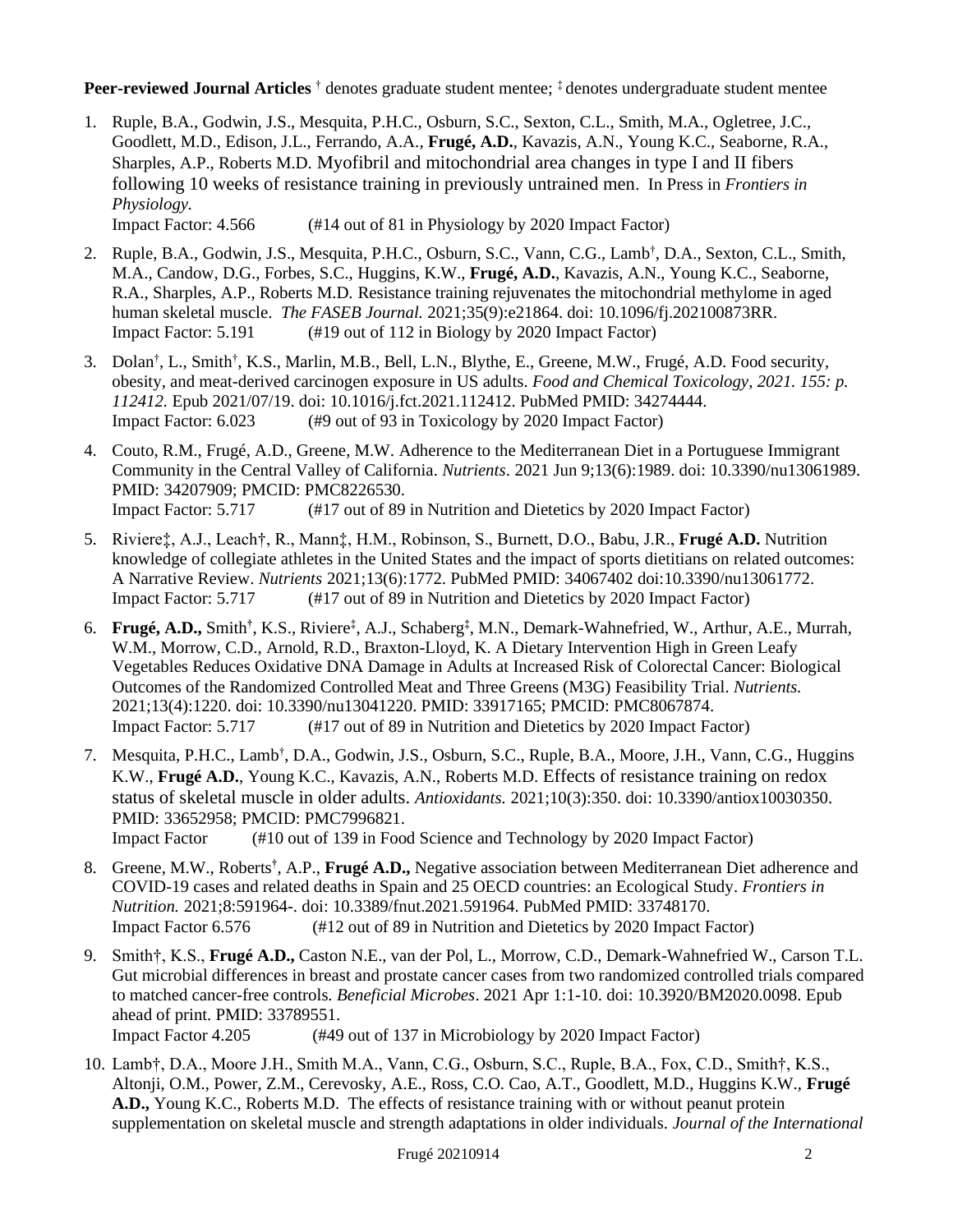**Peer-reviewed Journal Articles** † denotes graduate student mentee; ‡ denotes undergraduate student mentee

1. Ruple, B.A., Godwin, J.S., Mesquita, P.H.C., Osburn, S.C., Sexton, C.L., Smith, M.A., Ogletree, J.C., Goodlett, M.D., Edison, J.L., Ferrando, A.A., **Frugé, A.D.**, Kavazis, A.N., Young K.C., Seaborne, R.A., Sharples, A.P., Roberts M.D. Myofibril and mitochondrial area changes in type I and II fibers following 10 weeks of resistance training in previously untrained men. In Press in *Frontiers in Physiology*.
   Impact Factor: 4.566 (#14 out of 81 in Physiology by 2020 Impact Factor)

2. Ruple, B.A., Godwin, J.S., Mesquita, P.H.C., Osburn, S.C., Vann, C.G., Lamb†, D.A., Sexton, C.L., Smith, M.A., Candow, D.G., Forbes, S.C., Huggins, K.W., **Frugé, A.D.**, Kavazis, A.N., Young K.C., Seaborne, R.A., Sharples, A.P., Roberts M.D. Resistance training rejuvenates the mitochondrial methylome in aged human skeletal muscle. *The FASEB Journal.* 2021;35(9):e21864. doi: 10.1096/fj.202100873RR.
   Impact Factor: 5.191 (#19 out of 112 in Biology by 2020 Impact Factor)

3. Dolan†, L., Smith†, K.S., Marlin, M.B., Bell, L.N., Blythe, E., Greene, M.W., Frugé, A.D. Food security, obesity, and meat-derived carcinogen exposure in US adults. *Food and Chemical Toxicology, 2021. 155: p. 112412.* Epub 2021/07/19. doi: 10.1016/j.fct.2021.112412. PubMed PMID: 34274444.
   Impact Factor: 6.023 (#9 out of 93 in Toxicology by 2020 Impact Factor)

4. Couto, R.M., Frugé, A.D., Greene, M.W. Adherence to the Mediterranean Diet in a Portuguese Immigrant Community in the Central Valley of California. *Nutrients*. 2021 Jun 9;13(6):1989. doi: 10.3390/nu13061989. PMID: 34207909; PMCID: PMC8226530.
   Impact Factor: 5.717 (#17 out of 89 in Nutrition and Dietetics by 2020 Impact Factor)

5. Riviere‡, A.J., Leach†, R., Mann‡, H.M., Robinson, S., Burnett, D.O., Babu, J.R., **Frugé A.D.** Nutrition knowledge of collegiate athletes in the United States and the impact of sports dietitians on related outcomes: A Narrative Review. *Nutrients* 2021;13(6):1772. PubMed PMID: 34067402 doi:10.3390/nu13061772.
   Impact Factor: 5.717 (#17 out of 89 in Nutrition and Dietetics by 2020 Impact Factor)

6. **Frugé, A.D.,** Smith†, K.S., Riviere‡, A.J., Schaberg‡, M.N., Demark-Wahnefried, W., Arthur, A.E., Murrah, W.M., Morrow, C.D., Arnold, R.D., Braxton-Lloyd, K. A Dietary Intervention High in Green Leafy Vegetables Reduces Oxidative DNA Damage in Adults at Increased Risk of Colorectal Cancer: Biological Outcomes of the Randomized Controlled Meat and Three Greens (M3G) Feasibility Trial. *Nutrients.* 2021;13(4):1220. doi: 10.3390/nu13041220. PMID: 33917165; PMCID: PMC8067874.
   Impact Factor: 5.717 (#17 out of 89 in Nutrition and Dietetics by 2020 Impact Factor)

7. Mesquita, P.H.C., Lamb†, D.A., Godwin, J.S., Osburn, S.C., Ruple, B.A., Moore, J.H., Vann, C.G., Huggins K.W., **Frugé A.D.**, Young K.C., Kavazis, A.N., Roberts M.D. Effects of resistance training on redox status of skeletal muscle in older adults. *Antioxidants.* 2021;10(3):350. doi: 10.3390/antiox10030350. PMID: 33652958; PMCID: PMC7996821.
   Impact Factor (#10 out of 139 in Food Science and Technology by 2020 Impact Factor)

8. Greene, M.W., Roberts†, A.P., **Frugé A.D.,** Negative association between Mediterranean Diet adherence and COVID-19 cases and related deaths in Spain and 25 OECD countries: an Ecological Study. *Frontiers in Nutrition.* 2021;8:591964-. doi: 10.3389/fnut.2021.591964. PubMed PMID: 33748170.
   Impact Factor 6.576 (#12 out of 89 in Nutrition and Dietetics by 2020 Impact Factor)

9. Smith†, K.S., **Frugé A.D.,** Caston N.E., van der Pol, L., Morrow, C.D., Demark-Wahnefried W., Carson T.L. Gut microbial differences in breast and prostate cancer cases from two randomized controlled trials compared to matched cancer-free controls. *Beneficial Microbes*. 2021 Apr 1:1-10. doi: 10.3920/BM2020.0098. Epub ahead of print. PMID: 33789551.
   Impact Factor 4.205 (#49 out of 137 in Microbiology by 2020 Impact Factor)

10. Lamb†, D.A., Moore J.H., Smith M.A., Vann, C.G., Osburn, S.C., Ruple, B.A., Fox, C.D., Smith†, K.S., Altonji, O.M., Power, Z.M., Cerevosky, A.E., Ross, C.O. Cao, A.T., Goodlett, M.D., Huggins K.W., **Frugé A.D.,** Young K.C., Roberts M.D. The effects of resistance training with or without peanut protein supplementation on skeletal muscle and strength adaptations in older individuals. *Journal of the International*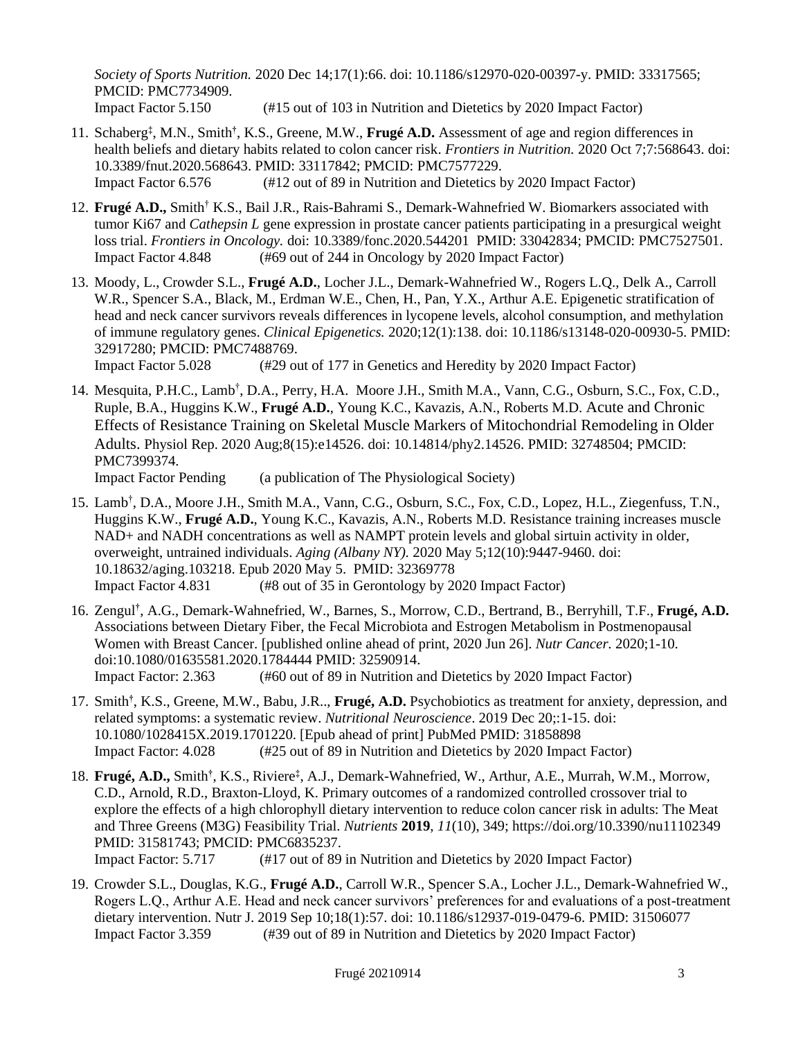*Society of Sports Nutrition.* 2020 Dec 14;17(1):66. doi: 10.1186/s12970-020-00397-y. PMID: 33317565; PMCID: PMC7734909.
Impact Factor 5.150 (#15 out of 103 in Nutrition and Dietetics by 2020 Impact Factor)

11. Schaberg[‡], M.N., Smith[†], K.S., Greene, M.W., **Frugé A.D.** Assessment of age and region differences in health beliefs and dietary habits related to colon cancer risk. *Frontiers in Nutrition.* 2020 Oct 7;7:568643. doi: 10.3389/fnut.2020.568643. PMID: 33117842; PMCID: PMC7577229.
Impact Factor 6.576 (#12 out of 89 in Nutrition and Dietetics by 2020 Impact Factor)

12. **Frugé A.D.,** Smith[†] K.S., Bail J.R., Rais-Bahrami S., Demark-Wahnefried W. Biomarkers associated with tumor Ki67 and *Cathepsin L* gene expression in prostate cancer patients participating in a presurgical weight loss trial. *Frontiers in Oncology.* doi: 10.3389/fonc.2020.544201 PMID: 33042834; PMCID: PMC7527501.
Impact Factor 4.848 (#69 out of 244 in Oncology by 2020 Impact Factor)

13. Moody, L., Crowder S.L., **Frugé A.D.**, Locher J.L., Demark-Wahnefried W., Rogers L.Q., Delk A., Carroll W.R., Spencer S.A., Black, M., Erdman W.E., Chen, H., Pan, Y.X., Arthur A.E. Epigenetic stratification of head and neck cancer survivors reveals differences in lycopene levels, alcohol consumption, and methylation of immune regulatory genes. *Clinical Epigenetics.* 2020;12(1):138. doi: 10.1186/s13148-020-00930-5. PMID: 32917280; PMCID: PMC7488769.
Impact Factor 5.028 (#29 out of 177 in Genetics and Heredity by 2020 Impact Factor)

14. Mesquita, P.H.C., Lamb[†], D.A., Perry, H.A. Moore J.H., Smith M.A., Vann, C.G., Osburn, S.C., Fox, C.D., Ruple, B.A., Huggins K.W., **Frugé A.D.**, Young K.C., Kavazis, A.N., Roberts M.D. Acute and Chronic Effects of Resistance Training on Skeletal Muscle Markers of Mitochondrial Remodeling in Older Adults. Physiol Rep. 2020 Aug;8(15):e14526. doi: 10.14814/phy2.14526. PMID: 32748504; PMCID: PMC7399374.
Impact Factor Pending (a publication of The Physiological Society)

15. Lamb[†], D.A., Moore J.H., Smith M.A., Vann, C.G., Osburn, S.C., Fox, C.D., Lopez, H.L., Ziegenfuss, T.N., Huggins K.W., **Frugé A.D.**, Young K.C., Kavazis, A.N., Roberts M.D. Resistance training increases muscle NAD+ and NADH concentrations as well as NAMPT protein levels and global sirtuin activity in older, overweight, untrained individuals. *Aging (Albany NY).* 2020 May 5;12(10):9447-9460. doi: 10.18632/aging.103218. Epub 2020 May 5. PMID: 32369778
Impact Factor 4.831 (#8 out of 35 in Gerontology by 2020 Impact Factor)

16. Zengul[†], A.G., Demark-Wahnefried, W., Barnes, S., Morrow, C.D., Bertrand, B., Berryhill, T.F., **Frugé, A.D.** Associations between Dietary Fiber, the Fecal Microbiota and Estrogen Metabolism in Postmenopausal Women with Breast Cancer. [published online ahead of print, 2020 Jun 26]. *Nutr Cancer*. 2020;1-10. doi:10.1080/01635581.2020.1784444 PMID: 32590914.
Impact Factor: 2.363 (#60 out of 89 in Nutrition and Dietetics by 2020 Impact Factor)

17. Smith[†], K.S., Greene, M.W., Babu, J.R.., **Frugé, A.D.** Psychobiotics as treatment for anxiety, depression, and related symptoms: a systematic review. *Nutritional Neuroscience*. 2019 Dec 20;:1-15. doi: 10.1080/1028415X.2019.1701220. [Epub ahead of print] PubMed PMID: 31858898
Impact Factor: 4.028 (#25 out of 89 in Nutrition and Dietetics by 2020 Impact Factor)

18. **Frugé, A.D.,** Smith[†], K.S., Riviere[‡], A.J., Demark-Wahnefried, W., Arthur, A.E., Murrah, W.M., Morrow, C.D., Arnold, R.D., Braxton-Lloyd, K. Primary outcomes of a randomized controlled crossover trial to explore the effects of a high chlorophyll dietary intervention to reduce colon cancer risk in adults: The Meat and Three Greens (M3G) Feasibility Trial. *Nutrients* **2019**, *11*(10), 349; https://doi.org/10.3390/nu11102349 PMID: 31581743; PMCID: PMC6835237.
Impact Factor: 5.717 (#17 out of 89 in Nutrition and Dietetics by 2020 Impact Factor)

19. Crowder S.L., Douglas, K.G., **Frugé A.D.**, Carroll W.R., Spencer S.A., Locher J.L., Demark-Wahnefried W., Rogers L.Q., Arthur A.E. Head and neck cancer survivors' preferences for and evaluations of a post-treatment dietary intervention. Nutr J. 2019 Sep 10;18(1):57. doi: 10.1186/s12937-019-0479-6. PMID: 31506077
Impact Factor 3.359 (#39 out of 89 in Nutrition and Dietetics by 2020 Impact Factor)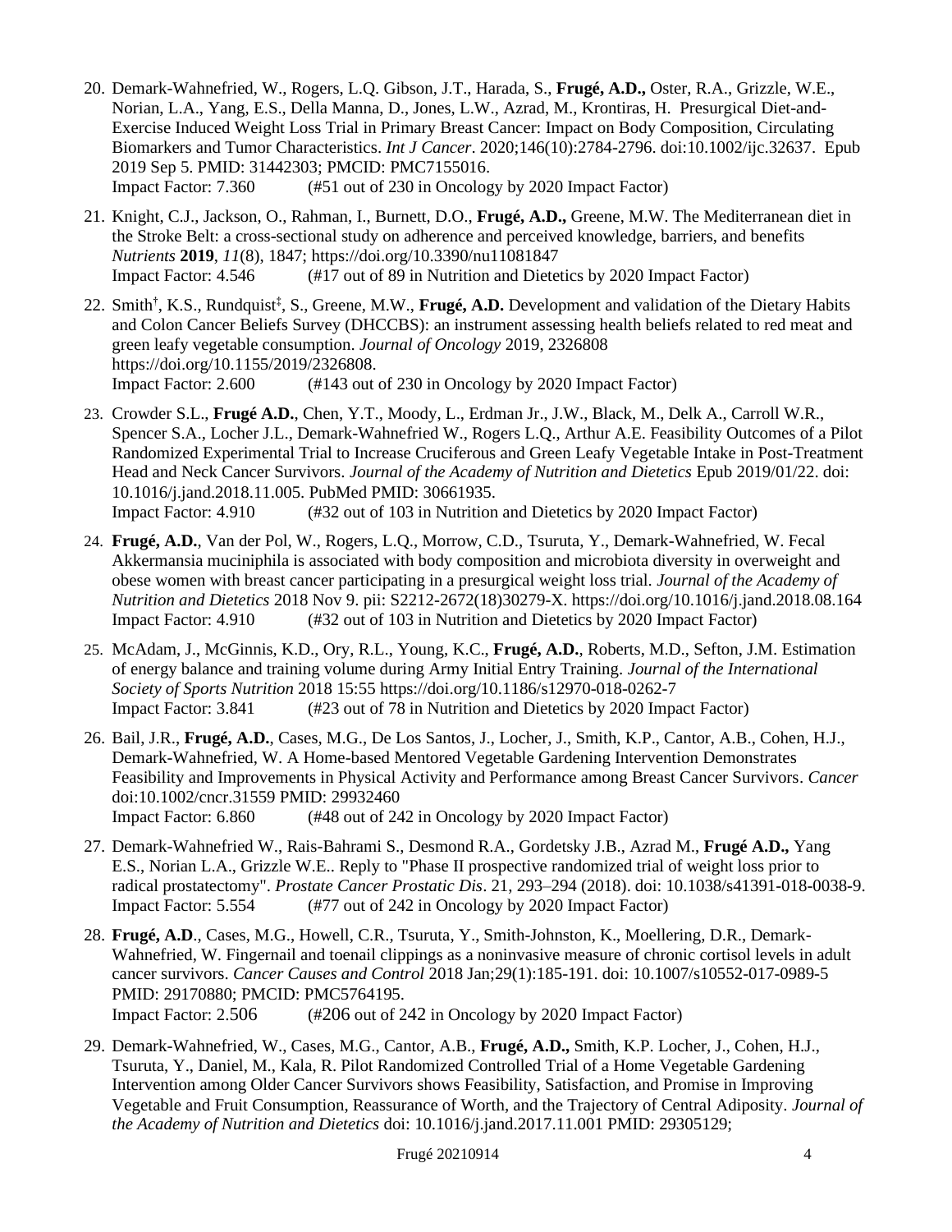20. Demark-Wahnefried, W., Rogers, L.Q. Gibson, J.T., Harada, S., **Frugé, A.D.,** Oster, R.A., Grizzle, W.E., Norian, L.A., Yang, E.S., Della Manna, D., Jones, L.W., Azrad, M., Krontiras, H. Presurgical Diet-and-Exercise Induced Weight Loss Trial in Primary Breast Cancer: Impact on Body Composition, Circulating Biomarkers and Tumor Characteristics. *Int J Cancer*. 2020;146(10):2784-2796. doi:10.1002/ijc.32637. Epub 2019 Sep 5. PMID: 31442303; PMCID: PMC7155016.
    Impact Factor: 7.360 (#51 out of 230 in Oncology by 2020 Impact Factor)

21. Knight, C.J., Jackson, O., Rahman, I., Burnett, D.O., **Frugé, A.D.,** Greene, M.W. The Mediterranean diet in the Stroke Belt: a cross-sectional study on adherence and perceived knowledge, barriers, and benefits *Nutrients* **2019**, *11*(8), 1847; https://doi.org/10.3390/nu11081847
    Impact Factor: 4.546 (#17 out of 89 in Nutrition and Dietetics by 2020 Impact Factor)

22. Smith[†], K.S., Rundquist[‡], S., Greene, M.W., **Frugé, A.D.** Development and validation of the Dietary Habits and Colon Cancer Beliefs Survey (DHCCBS): an instrument assessing health beliefs related to red meat and green leafy vegetable consumption. *Journal of Oncology* 2019, 2326808 https://doi.org/10.1155/2019/2326808.
    Impact Factor: 2.600 (#143 out of 230 in Oncology by 2020 Impact Factor)

23. Crowder S.L., **Frugé A.D.**, Chen, Y.T., Moody, L., Erdman Jr., J.W., Black, M., Delk A., Carroll W.R., Spencer S.A., Locher J.L., Demark-Wahnefried W., Rogers L.Q., Arthur A.E. Feasibility Outcomes of a Pilot Randomized Experimental Trial to Increase Cruciferous and Green Leafy Vegetable Intake in Post-Treatment Head and Neck Cancer Survivors. *Journal of the Academy of Nutrition and Dietetics* Epub 2019/01/22. doi: 10.1016/j.jand.2018.11.005. PubMed PMID: 30661935.
    Impact Factor: 4.910 (#32 out of 103 in Nutrition and Dietetics by 2020 Impact Factor)

24. **Frugé, A.D.**, Van der Pol, W., Rogers, L.Q., Morrow, C.D., Tsuruta, Y., Demark-Wahnefried, W. Fecal Akkermansia muciniphila is associated with body composition and microbiota diversity in overweight and obese women with breast cancer participating in a presurgical weight loss trial. *Journal of the Academy of Nutrition and Dietetics* 2018 Nov 9. pii: S2212-2672(18)30279-X. https://doi.org/10.1016/j.jand.2018.08.164
    Impact Factor: 4.910 (#32 out of 103 in Nutrition and Dietetics by 2020 Impact Factor)

25. McAdam, J., McGinnis, K.D., Ory, R.L., Young, K.C., **Frugé, A.D.**, Roberts, M.D., Sefton, J.M. Estimation of energy balance and training volume during Army Initial Entry Training. *Journal of the International Society of Sports Nutrition* 2018 15:55 https://doi.org/10.1186/s12970-018-0262-7
    Impact Factor: 3.841 (#23 out of 78 in Nutrition and Dietetics by 2020 Impact Factor)

26. Bail, J.R., **Frugé, A.D.**, Cases, M.G., De Los Santos, J., Locher, J., Smith, K.P., Cantor, A.B., Cohen, H.J., Demark-Wahnefried, W. A Home-based Mentored Vegetable Gardening Intervention Demonstrates Feasibility and Improvements in Physical Activity and Performance among Breast Cancer Survivors. *Cancer* doi:10.1002/cncr.31559 PMID: 29932460
    Impact Factor: 6.860 (#48 out of 242 in Oncology by 2020 Impact Factor)

27. Demark-Wahnefried W., Rais-Bahrami S., Desmond R.A., Gordetsky J.B., Azrad M., **Frugé A.D.,** Yang E.S., Norian L.A., Grizzle W.E.. Reply to "Phase II prospective randomized trial of weight loss prior to radical prostatectomy". *Prostate Cancer Prostatic Dis*. 21, 293–294 (2018). doi: 10.1038/s41391-018-0038-9.
    Impact Factor: 5.554 (#77 out of 242 in Oncology by 2020 Impact Factor)

28. **Frugé, A.D**., Cases, M.G., Howell, C.R., Tsuruta, Y., Smith-Johnston, K., Moellering, D.R., Demark-Wahnefried, W. Fingernail and toenail clippings as a noninvasive measure of chronic cortisol levels in adult cancer survivors. *Cancer Causes and Control* 2018 Jan;29(1):185-191. doi: 10.1007/s10552-017-0989-5 PMID: 29170880; PMCID: PMC5764195.
    Impact Factor: 2.506 (#206 out of 242 in Oncology by 2020 Impact Factor)

29. Demark-Wahnefried, W., Cases, M.G., Cantor, A.B., **Frugé, A.D.,** Smith, K.P. Locher, J., Cohen, H.J., Tsuruta, Y., Daniel, M., Kala, R. Pilot Randomized Controlled Trial of a Home Vegetable Gardening Intervention among Older Cancer Survivors shows Feasibility, Satisfaction, and Promise in Improving Vegetable and Fruit Consumption, Reassurance of Worth, and the Trajectory of Central Adiposity. *Journal of the Academy of Nutrition and Dietetics* doi: 10.1016/j.jand.2017.11.001 PMID: 29305129;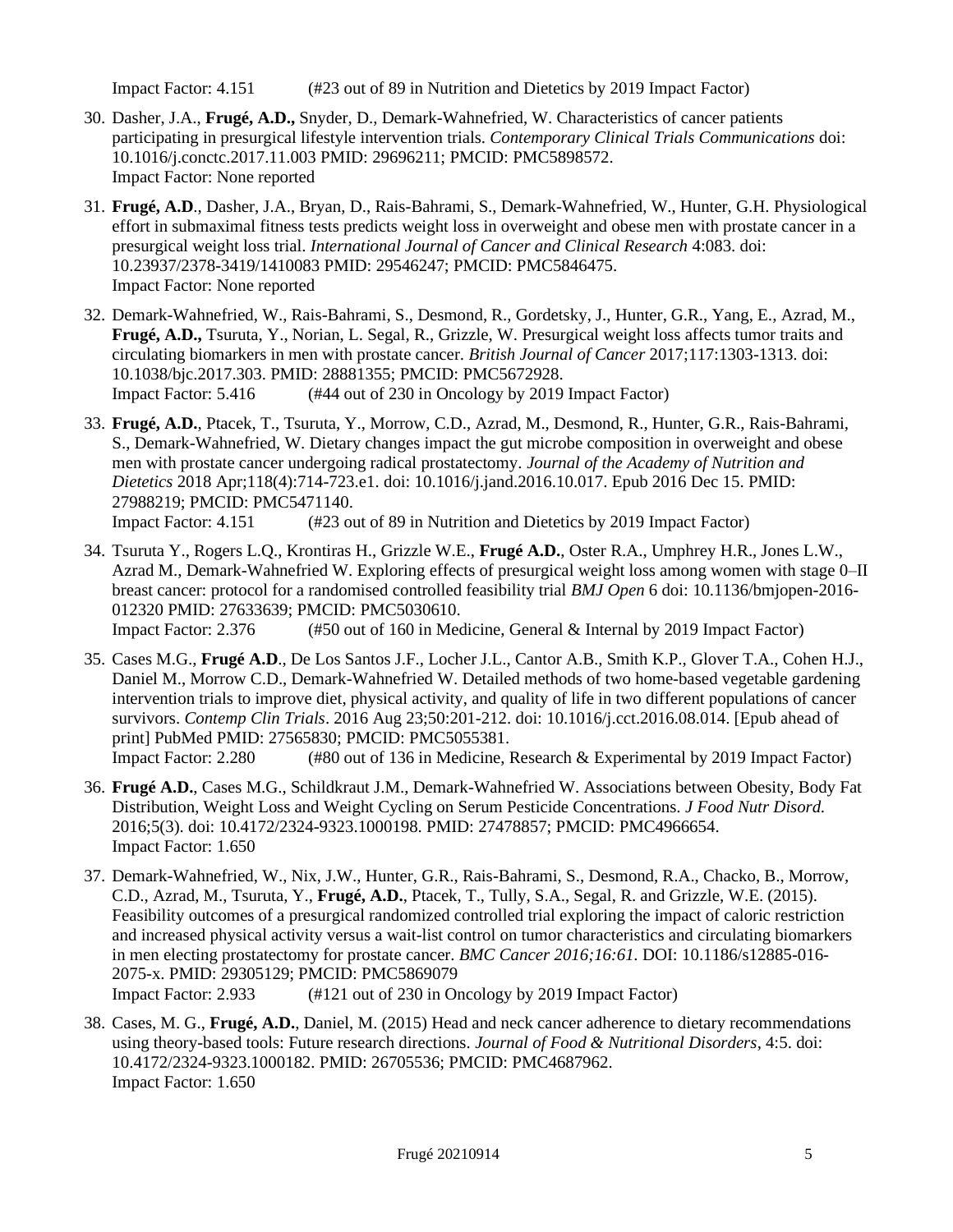Impact Factor: 4.151 (#23 out of 89 in Nutrition and Dietetics by 2019 Impact Factor)

30. Dasher, J.A., **Frugé, A.D.,** Snyder, D., Demark-Wahnefried, W. Characteristics of cancer patients participating in presurgical lifestyle intervention trials. *Contemporary Clinical Trials Communications* doi: 10.1016/j.conctc.2017.11.003 PMID: 29696211; PMCID: PMC5898572.
    Impact Factor: None reported

31. **Frugé, A.D**., Dasher, J.A., Bryan, D., Rais-Bahrami, S., Demark-Wahnefried, W., Hunter, G.H. Physiological effort in submaximal fitness tests predicts weight loss in overweight and obese men with prostate cancer in a presurgical weight loss trial. *International Journal of Cancer and Clinical Research* 4:083. doi: 10.23937/2378-3419/1410083 PMID: 29546247; PMCID: PMC5846475.
    Impact Factor: None reported

32. Demark-Wahnefried, W., Rais-Bahrami, S., Desmond, R., Gordetsky, J., Hunter, G.R., Yang, E., Azrad, M., **Frugé, A.D.,** Tsuruta, Y., Norian, L. Segal, R., Grizzle, W. Presurgical weight loss affects tumor traits and circulating biomarkers in men with prostate cancer. *British Journal of Cancer* 2017;117:1303-1313. doi: 10.1038/bjc.2017.303. PMID: 28881355; PMCID: PMC5672928.
    Impact Factor: 5.416 (#44 out of 230 in Oncology by 2019 Impact Factor)

33. **Frugé, A.D.**, Ptacek, T., Tsuruta, Y., Morrow, C.D., Azrad, M., Desmond, R., Hunter, G.R., Rais-Bahrami, S., Demark-Wahnefried, W. Dietary changes impact the gut microbe composition in overweight and obese men with prostate cancer undergoing radical prostatectomy. *Journal of the Academy of Nutrition and Dietetics* 2018 Apr;118(4):714-723.e1. doi: 10.1016/j.jand.2016.10.017. Epub 2016 Dec 15. PMID: 27988219; PMCID: PMC5471140.
    Impact Factor: 4.151 (#23 out of 89 in Nutrition and Dietetics by 2019 Impact Factor)

34. Tsuruta Y., Rogers L.Q., Krontiras H., Grizzle W.E., **Frugé A.D.**, Oster R.A., Umphrey H.R., Jones L.W., Azrad M., Demark-Wahnefried W. Exploring effects of presurgical weight loss among women with stage 0–II breast cancer: protocol for a randomised controlled feasibility trial *BMJ Open* 6 doi: 10.1136/bmjopen-2016-012320 PMID: 27633639; PMCID: PMC5030610.
    Impact Factor: 2.376 (#50 out of 160 in Medicine, General & Internal by 2019 Impact Factor)

35. Cases M.G., **Frugé A.D**., De Los Santos J.F., Locher J.L., Cantor A.B., Smith K.P., Glover T.A., Cohen H.J., Daniel M., Morrow C.D., Demark-Wahnefried W. Detailed methods of two home-based vegetable gardening intervention trials to improve diet, physical activity, and quality of life in two different populations of cancer survivors. *Contemp Clin Trials*. 2016 Aug 23;50:201-212. doi: 10.1016/j.cct.2016.08.014. [Epub ahead of print] PubMed PMID: 27565830; PMCID: PMC5055381.
    Impact Factor: 2.280 (#80 out of 136 in Medicine, Research & Experimental by 2019 Impact Factor)

36. **Frugé A.D.**, Cases M.G., Schildkraut J.M., Demark-Wahnefried W. Associations between Obesity, Body Fat Distribution, Weight Loss and Weight Cycling on Serum Pesticide Concentrations. *J Food Nutr Disord.* 2016;5(3). doi: 10.4172/2324-9323.1000198. PMID: 27478857; PMCID: PMC4966654.
    Impact Factor: 1.650

37. Demark-Wahnefried, W., Nix, J.W., Hunter, G.R., Rais-Bahrami, S., Desmond, R.A., Chacko, B., Morrow, C.D., Azrad, M., Tsuruta, Y., **Frugé, A.D.**, Ptacek, T., Tully, S.A., Segal, R. and Grizzle, W.E. (2015). Feasibility outcomes of a presurgical randomized controlled trial exploring the impact of caloric restriction and increased physical activity versus a wait-list control on tumor characteristics and circulating biomarkers in men electing prostatectomy for prostate cancer. *BMC Cancer 2016;16:61.* DOI: 10.1186/s12885-016-2075-x. PMID: 29305129; PMCID: PMC5869079
    Impact Factor: 2.933 (#121 out of 230 in Oncology by 2019 Impact Factor)

38. Cases, M. G., **Frugé, A.D.**, Daniel, M. (2015) Head and neck cancer adherence to dietary recommendations using theory-based tools: Future research directions. *Journal of Food & Nutritional Disorders*, 4:5. doi: 10.4172/2324-9323.1000182. PMID: 26705536; PMCID: PMC4687962.
    Impact Factor: 1.650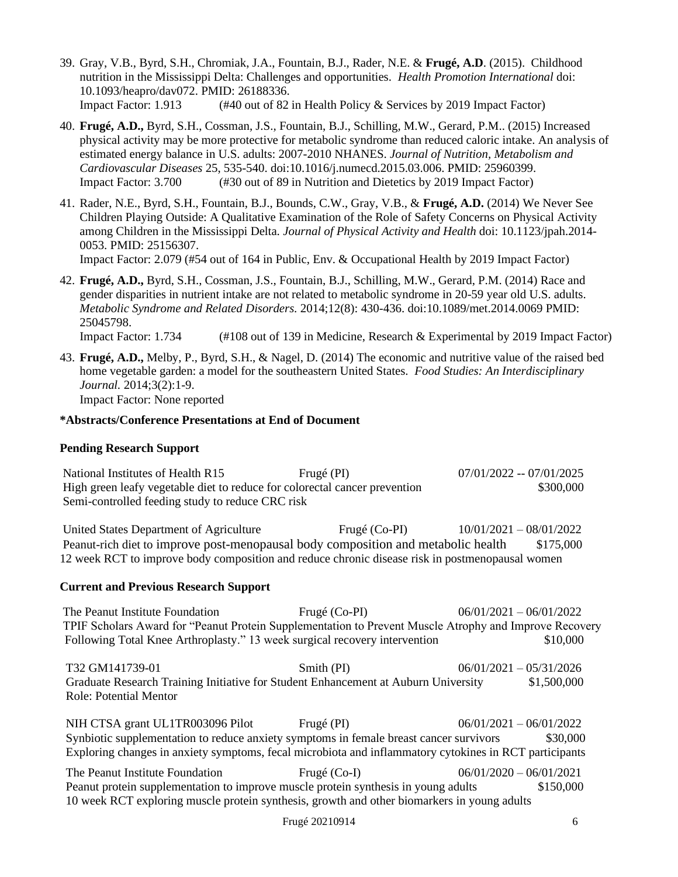39. Gray, V.B., Byrd, S.H., Chromiak, J.A., Fountain, B.J., Rader, N.E. & **Frugé, A.D**. (2015). Childhood nutrition in the Mississippi Delta: Challenges and opportunities. *Health Promotion International* doi: 10.1093/heapro/dav072. PMID: 26188336.
    Impact Factor: 1.913 (#40 out of 82 in Health Policy & Services by 2019 Impact Factor)

40. **Frugé, A.D.,** Byrd, S.H., Cossman, J.S., Fountain, B.J., Schilling, M.W., Gerard, P.M.. (2015) Increased physical activity may be more protective for metabolic syndrome than reduced caloric intake. An analysis of estimated energy balance in U.S. adults: 2007-2010 NHANES. *Journal of Nutrition, Metabolism and Cardiovascular Diseases* 25, 535-540. doi:10.1016/j.numecd.2015.03.006. PMID: 25960399.
    Impact Factor: 3.700 (#30 out of 89 in Nutrition and Dietetics by 2019 Impact Factor)

41. Rader, N.E., Byrd, S.H., Fountain, B.J., Bounds, C.W., Gray, V.B., & **Frugé, A.D.** (2014) We Never See Children Playing Outside: A Qualitative Examination of the Role of Safety Concerns on Physical Activity among Children in the Mississippi Delta. *Journal of Physical Activity and Health* doi: 10.1123/jpah.2014-0053. PMID: 25156307.
    Impact Factor: 2.079 (#54 out of 164 in Public, Env. & Occupational Health by 2019 Impact Factor)

42. **Frugé, A.D.,** Byrd, S.H., Cossman, J.S., Fountain, B.J., Schilling, M.W., Gerard, P.M. (2014) Race and gender disparities in nutrient intake are not related to metabolic syndrome in 20-59 year old U.S. adults. *Metabolic Syndrome and Related Disorders.* 2014;12(8): 430-436. doi:10.1089/met.2014.0069 PMID: 25045798.
    Impact Factor: 1.734 (#108 out of 139 in Medicine, Research & Experimental by 2019 Impact Factor)

43. **Frugé, A.D.,** Melby, P., Byrd, S.H., & Nagel, D. (2014) The economic and nutritive value of the raised bed home vegetable garden: a model for the southeastern United States. *Food Studies: An Interdisciplinary Journal.* 2014;3(2):1-9.
    Impact Factor: None reported

**\*Abstracts/Conference Presentations at End of Document**

### Pending Research Support

National Institutes of Health R15 | Frugé (PI) | 07/01/2022 -- 07/01/2025
High green leafy vegetable diet to reduce for colorectal cancer prevention | $300,000
Semi-controlled feeding study to reduce CRC risk

United States Department of Agriculture | Frugé (Co-PI) | 10/01/2021 – 08/01/2022
Peanut-rich diet to improve post-menopausal body composition and metabolic health | $175,000
12 week RCT to improve body composition and reduce chronic disease risk in postmenopausal women

### Current and Previous Research Support

The Peanut Institute Foundation | Frugé (Co-PI) | 06/01/2021 – 06/01/2022
TPIF Scholars Award for "Peanut Protein Supplementation to Prevent Muscle Atrophy and Improve Recovery Following Total Knee Arthroplasty." 13 week surgical recovery intervention | $10,000

T32 GM141739-01 | Smith (PI) | 06/01/2021 – 05/31/2026
Graduate Research Training Initiative for Student Enhancement at Auburn University | $1,500,000
Role: Potential Mentor

NIH CTSA grant UL1TR003096 Pilot | Frugé (PI) | 06/01/2021 – 06/01/2022
Synbiotic supplementation to reduce anxiety symptoms in female breast cancer survivors | $30,000
Exploring changes in anxiety symptoms, fecal microbiota and inflammatory cytokines in RCT participants

The Peanut Institute Foundation | Frugé (Co-I) | 06/01/2020 – 06/01/2021
Peanut protein supplementation to improve muscle protein synthesis in young adults | $150,000
10 week RCT exploring muscle protein synthesis, growth and other biomarkers in young adults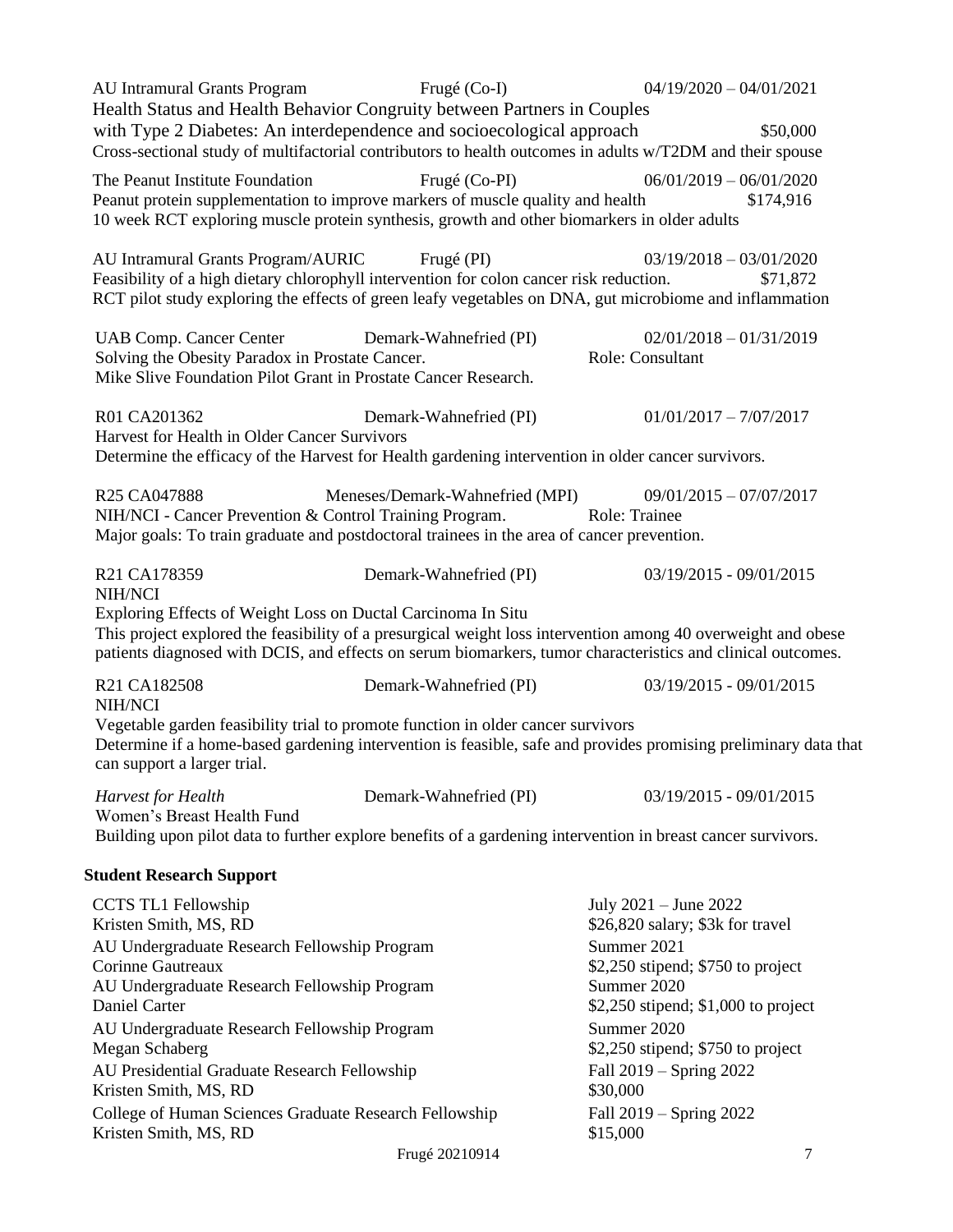AU Intramural Grants Program Frugé (Co-I) 04/19/2020 – 04/01/2021
Health Status and Health Behavior Congruity between Partners in Couples with Type 2 Diabetes: An interdependence and socioecological approach $50,000
Cross-sectional study of multifactorial contributors to health outcomes in adults w/T2DM and their spouse

The Peanut Institute Foundation Frugé (Co-PI) 06/01/2019 – 06/01/2020
Peanut protein supplementation to improve markers of muscle quality and health $174,916
10 week RCT exploring muscle protein synthesis, growth and other biomarkers in older adults

AU Intramural Grants Program/AURIC Frugé (PI) 03/19/2018 – 03/01/2020
Feasibility of a high dietary chlorophyll intervention for colon cancer risk reduction. $71,872
RCT pilot study exploring the effects of green leafy vegetables on DNA, gut microbiome and inflammation

UAB Comp. Cancer Center Demark-Wahnefried (PI) 02/01/2018 – 01/31/2019
Solving the Obesity Paradox in Prostate Cancer. Role: Consultant
Mike Slive Foundation Pilot Grant in Prostate Cancer Research.

R01 CA201362 Demark-Wahnefried (PI) 01/01/2017 – 7/07/2017
Harvest for Health in Older Cancer Survivors
Determine the efficacy of the Harvest for Health gardening intervention in older cancer survivors.

R25 CA047888 Meneses/Demark-Wahnefried (MPI) 09/01/2015 – 07/07/2017
NIH/NCI - Cancer Prevention & Control Training Program. Role: Trainee
Major goals: To train graduate and postdoctoral trainees in the area of cancer prevention.

R21 CA178359 Demark-Wahnefried (PI) 03/19/2015 - 09/01/2015
NIH/NCI
Exploring Effects of Weight Loss on Ductal Carcinoma In Situ
This project explored the feasibility of a presurgical weight loss intervention among 40 overweight and obese patients diagnosed with DCIS, and effects on serum biomarkers, tumor characteristics and clinical outcomes.

R21 CA182508 Demark-Wahnefried (PI) 03/19/2015 - 09/01/2015
NIH/NCI
Vegetable garden feasibility trial to promote function in older cancer survivors
Determine if a home-based gardening intervention is feasible, safe and provides promising preliminary data that can support a larger trial.

*Harvest for Health* Demark-Wahnefried (PI) 03/19/2015 - 09/01/2015
Women's Breast Health Fund
Building upon pilot data to further explore benefits of a gardening intervention in breast cancer survivors.

**Student Research Support**

CCTS TL1 Fellowship — July 2021 – June 2022
Kristen Smith, MS, RD — $26,820 salary; $3k for travel

AU Undergraduate Research Fellowship Program — Summer 2021
Corinne Gautreaux — $2,250 stipend; $750 to project

AU Undergraduate Research Fellowship Program — Summer 2020
Daniel Carter — $2,250 stipend; $1,000 to project

AU Undergraduate Research Fellowship Program — Summer 2020
Megan Schaberg — $2,250 stipend; $750 to project

AU Presidential Graduate Research Fellowship — Fall 2019 – Spring 2022
Kristen Smith, MS, RD — $30,000

College of Human Sciences Graduate Research Fellowship — Fall 2019 – Spring 2022
Kristen Smith, MS, RD — $15,000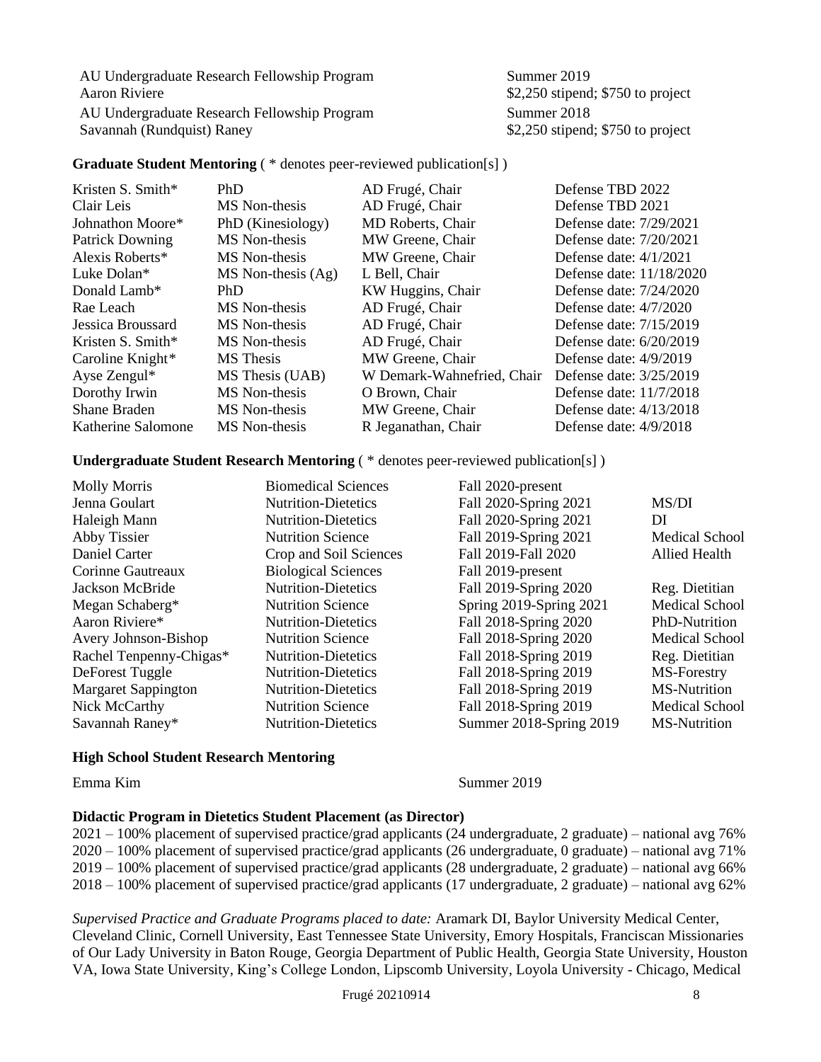| | |
|---|---|
| AU Undergraduate Research Fellowship Program<br>Aaron Riviere | Summer 2019<br>$2,250 stipend; $750 to project |
| AU Undergraduate Research Fellowship Program<br>Savannah (Rundquist) Raney | Summer 2018<br>$2,250 stipend; $750 to project |

**Graduate Student Mentoring** ( * denotes peer-reviewed publication[s] )

| | | | |
|---|---|---|---|
| Kristen S. Smith* | PhD | AD Frugé, Chair | Defense TBD 2022 |
| Clair Leis | MS Non-thesis | AD Frugé, Chair | Defense TBD 2021 |
| Johnathon Moore* | PhD (Kinesiology) | MD Roberts, Chair | Defense date: 7/29/2021 |
| Patrick Downing | MS Non-thesis | MW Greene, Chair | Defense date: 7/20/2021 |
| Alexis Roberts* | MS Non-thesis | MW Greene, Chair | Defense date: 4/1/2021 |
| Luke Dolan* | MS Non-thesis (Ag) | L Bell, Chair | Defense date: 11/18/2020 |
| Donald Lamb* | PhD | KW Huggins, Chair | Defense date: 7/24/2020 |
| Rae Leach | MS Non-thesis | AD Frugé, Chair | Defense date: 4/7/2020 |
| Jessica Broussard | MS Non-thesis | AD Frugé, Chair | Defense date: 7/15/2019 |
| Kristen S. Smith* | MS Non-thesis | AD Frugé, Chair | Defense date: 6/20/2019 |
| Caroline Knight* | MS Thesis | MW Greene, Chair | Defense date: 4/9/2019 |
| Ayse Zengul* | MS Thesis (UAB) | W Demark-Wahnefried, Chair | Defense date: 3/25/2019 |
| Dorothy Irwin | MS Non-thesis | O Brown, Chair | Defense date: 11/7/2018 |
| Shane Braden | MS Non-thesis | MW Greene, Chair | Defense date: 4/13/2018 |
| Katherine Salomone | MS Non-thesis | R Jeganathan, Chair | Defense date: 4/9/2018 |

**Undergraduate Student Research Mentoring** ( * denotes peer-reviewed publication[s] )

| | | | |
|---|---|---|---|
| Molly Morris | Biomedical Sciences | Fall 2020-present | |
| Jenna Goulart | Nutrition-Dietetics | Fall 2020-Spring 2021 | MS/DI |
| Haleigh Mann | Nutrition-Dietetics | Fall 2020-Spring 2021 | DI |
| Abby Tissier | Nutrition Science | Fall 2019-Spring 2021 | Medical School |
| Daniel Carter | Crop and Soil Sciences | Fall 2019-Fall 2020 | Allied Health |
| Corinne Gautreaux | Biological Sciences | Fall 2019-present | |
| Jackson McBride | Nutrition-Dietetics | Fall 2019-Spring 2020 | Reg. Dietitian |
| Megan Schaberg* | Nutrition Science | Spring 2019-Spring 2021 | Medical School |
| Aaron Riviere* | Nutrition-Dietetics | Fall 2018-Spring 2020 | PhD-Nutrition |
| Avery Johnson-Bishop | Nutrition Science | Fall 2018-Spring 2020 | Medical School |
| Rachel Tenpenny-Chigas* | Nutrition-Dietetics | Fall 2018-Spring 2019 | Reg. Dietitian |
| DeForest Tuggle | Nutrition-Dietetics | Fall 2018-Spring 2019 | MS-Forestry |
| Margaret Sappington | Nutrition-Dietetics | Fall 2018-Spring 2019 | MS-Nutrition |
| Nick McCarthy | Nutrition Science | Fall 2018-Spring 2019 | Medical School |
| Savannah Raney* | Nutrition-Dietetics | Summer 2018-Spring 2019 | MS-Nutrition |

**High School Student Research Mentoring**

Emma Kim — Summer 2019

**Didactic Program in Dietetics Student Placement (as Director)**

2021 – 100% placement of supervised practice/grad applicants (24 undergraduate, 2 graduate) – national avg 76%
2020 – 100% placement of supervised practice/grad applicants (26 undergraduate, 0 graduate) – national avg 71%
2019 – 100% placement of supervised practice/grad applicants (28 undergraduate, 2 graduate) – national avg 66%
2018 – 100% placement of supervised practice/grad applicants (17 undergraduate, 2 graduate) – national avg 62%

*Supervised Practice and Graduate Programs placed to date:* Aramark DI, Baylor University Medical Center, Cleveland Clinic, Cornell University, East Tennessee State University, Emory Hospitals, Franciscan Missionaries of Our Lady University in Baton Rouge, Georgia Department of Public Health, Georgia State University, Houston VA, Iowa State University, King's College London, Lipscomb University, Loyola University - Chicago, Medical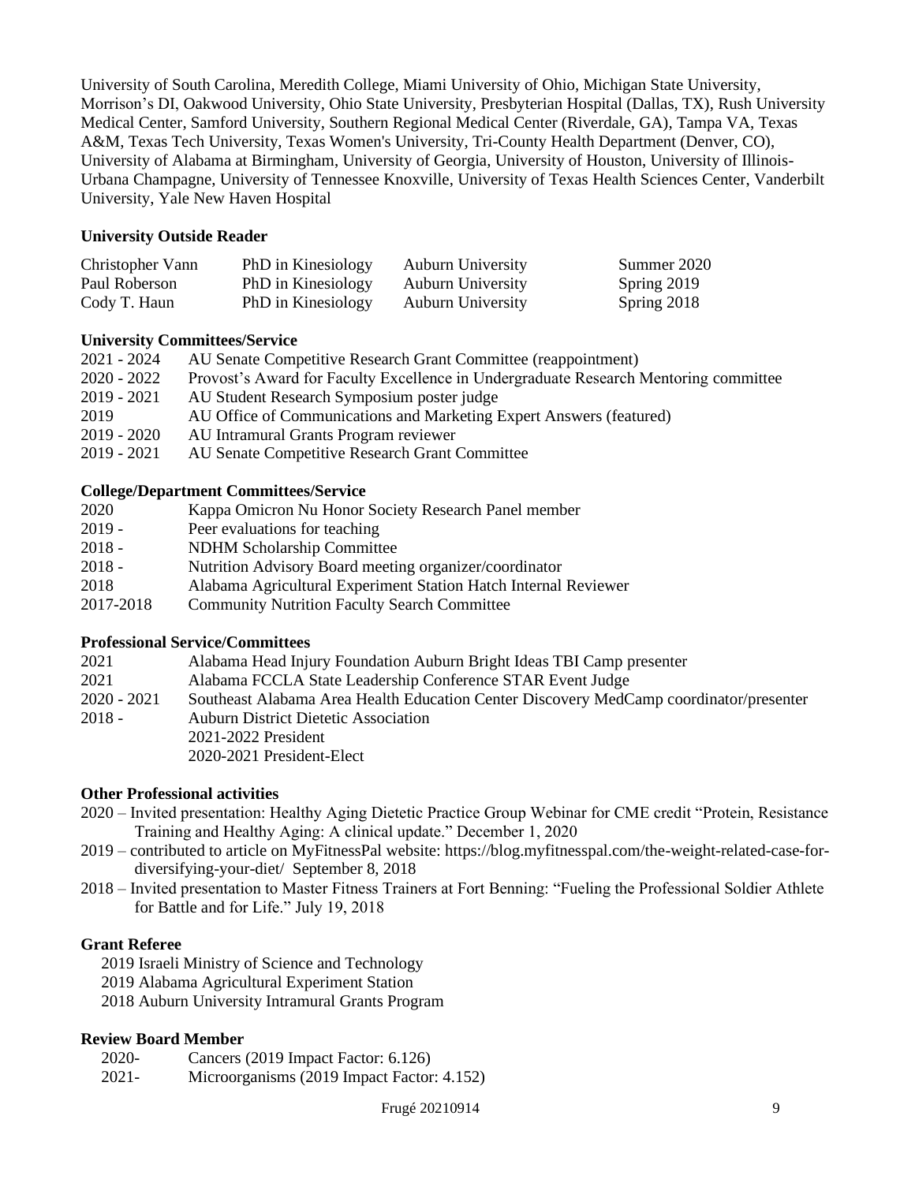University of South Carolina, Meredith College, Miami University of Ohio, Michigan State University, Morrison's DI, Oakwood University, Ohio State University, Presbyterian Hospital (Dallas, TX), Rush University Medical Center, Samford University, Southern Regional Medical Center (Riverdale, GA), Tampa VA, Texas A&M, Texas Tech University, Texas Women's University, Tri-County Health Department (Denver, CO), University of Alabama at Birmingham, University of Georgia, University of Houston, University of Illinois-Urbana Champagne, University of Tennessee Knoxville, University of Texas Health Sciences Center, Vanderbilt University, Yale New Haven Hospital

**University Outside Reader**

| | | | |
|---|---|---|---|
| Christopher Vann | PhD in Kinesiology | Auburn University | Summer 2020 |
| Paul Roberson | PhD in Kinesiology | Auburn University | Spring 2019 |
| Cody T. Haun | PhD in Kinesiology | Auburn University | Spring 2018 |

**University Committees/Service**

2021 - 2024 AU Senate Competitive Research Grant Committee (reappointment)
2020 - 2022 Provost's Award for Faculty Excellence in Undergraduate Research Mentoring committee
2019 - 2021 AU Student Research Symposium poster judge
2019 AU Office of Communications and Marketing Expert Answers (featured)
2019 - 2020 AU Intramural Grants Program reviewer
2019 - 2021 AU Senate Competitive Research Grant Committee

**College/Department Committees/Service**

2020 Kappa Omicron Nu Honor Society Research Panel member
2019 - Peer evaluations for teaching
2018 - NDHM Scholarship Committee
2018 - Nutrition Advisory Board meeting organizer/coordinator
2018 Alabama Agricultural Experiment Station Hatch Internal Reviewer
2017-2018 Community Nutrition Faculty Search Committee

**Professional Service/Committees**

2021 Alabama Head Injury Foundation Auburn Bright Ideas TBI Camp presenter
2021 Alabama FCCLA State Leadership Conference STAR Event Judge
2020 - 2021 Southeast Alabama Area Health Education Center Discovery MedCamp coordinator/presenter
2018 - Auburn District Dietetic Association
2021-2022 President
2020-2021 President-Elect

**Other Professional activities**

2020 – Invited presentation: Healthy Aging Dietetic Practice Group Webinar for CME credit "Protein, Resistance Training and Healthy Aging: A clinical update." December 1, 2020
2019 – contributed to article on MyFitnessPal website: https://blog.myfitnesspal.com/the-weight-related-case-for-diversifying-your-diet/ September 8, 2018
2018 – Invited presentation to Master Fitness Trainers at Fort Benning: "Fueling the Professional Soldier Athlete for Battle and for Life." July 19, 2018

**Grant Referee**

2019 Israeli Ministry of Science and Technology
2019 Alabama Agricultural Experiment Station
2018 Auburn University Intramural Grants Program

**Review Board Member**

2020- Cancers (2019 Impact Factor: 6.126)
2021- Microorganisms (2019 Impact Factor: 4.152)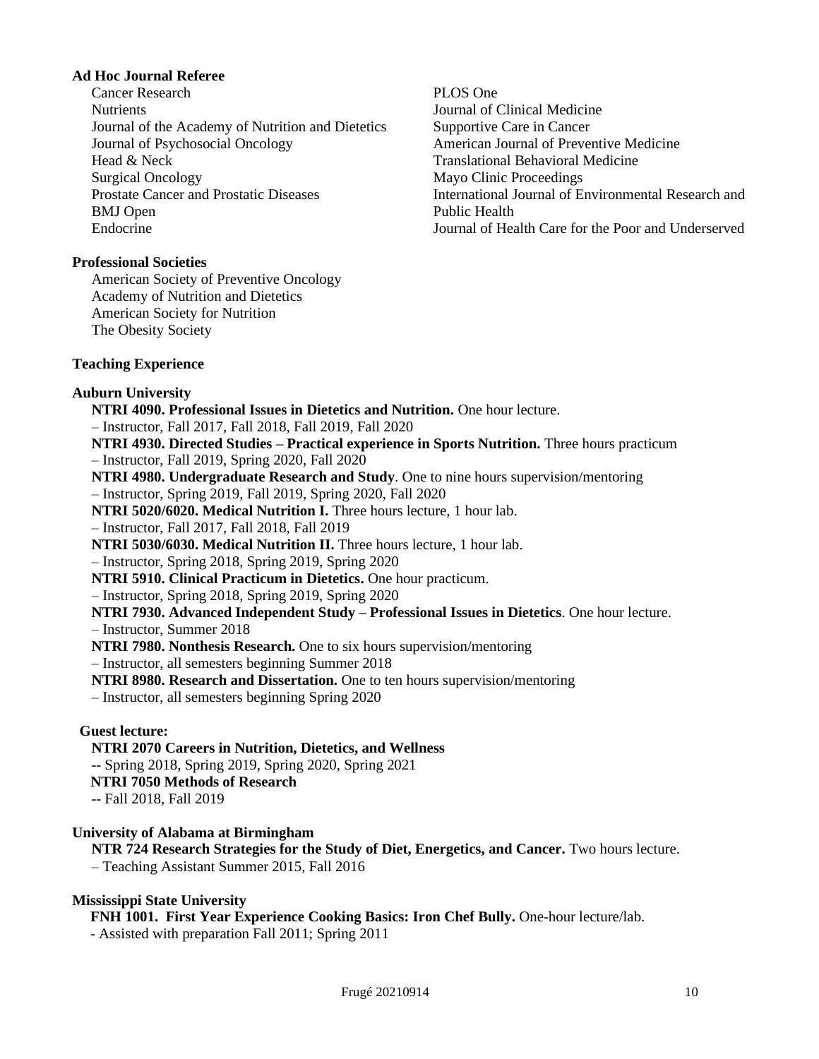**Ad Hoc Journal Referee**

Cancer Research
Nutrients
Journal of the Academy of Nutrition and Dietetics
Journal of Psychosocial Oncology
Head & Neck
Surgical Oncology
Prostate Cancer and Prostatic Diseases
BMJ Open
Endocrine
PLOS One
Journal of Clinical Medicine
Supportive Care in Cancer
American Journal of Preventive Medicine
Translational Behavioral Medicine
Mayo Clinic Proceedings
International Journal of Environmental Research and Public Health
Journal of Health Care for the Poor and Underserved

**Professional Societies**

American Society of Preventive Oncology
Academy of Nutrition and Dietetics
American Society for Nutrition
The Obesity Society

**Teaching Experience**

**Auburn University**

**NTRI 4090. Professional Issues in Dietetics and Nutrition.** One hour lecture.
– Instructor, Fall 2017, Fall 2018, Fall 2019, Fall 2020

**NTRI 4930. Directed Studies – Practical experience in Sports Nutrition.** Three hours practicum
– Instructor, Fall 2019, Spring 2020, Fall 2020

**NTRI 4980. Undergraduate Research and Study**. One to nine hours supervision/mentoring
– Instructor, Spring 2019, Fall 2019, Spring 2020, Fall 2020

**NTRI 5020/6020. Medical Nutrition I.** Three hours lecture, 1 hour lab.
– Instructor, Fall 2017, Fall 2018, Fall 2019

**NTRI 5030/6030. Medical Nutrition II.** Three hours lecture, 1 hour lab.
– Instructor, Spring 2018, Spring 2019, Spring 2020

**NTRI 5910. Clinical Practicum in Dietetics.** One hour practicum.
– Instructor, Spring 2018, Spring 2019, Spring 2020

**NTRI 7930. Advanced Independent Study – Professional Issues in Dietetics**. One hour lecture.
– Instructor, Summer 2018

**NTRI 7980. Nonthesis Research.** One to six hours supervision/mentoring
– Instructor, all semesters beginning Summer 2018

**NTRI 8980. Research and Dissertation.** One to ten hours supervision/mentoring
– Instructor, all semesters beginning Spring 2020

**Guest lecture:**

**NTRI 2070 Careers in Nutrition, Dietetics, and Wellness**
-- Spring 2018, Spring 2019, Spring 2020, Spring 2021

**NTRI 7050 Methods of Research**
-- Fall 2018, Fall 2019

**University of Alabama at Birmingham**

**NTR 724 Research Strategies for the Study of Diet, Energetics, and Cancer.** Two hours lecture.
– Teaching Assistant Summer 2015, Fall 2016

**Mississippi State University**

**FNH 1001. First Year Experience Cooking Basics: Iron Chef Bully.** One-hour lecture/lab.
- Assisted with preparation Fall 2011; Spring 2011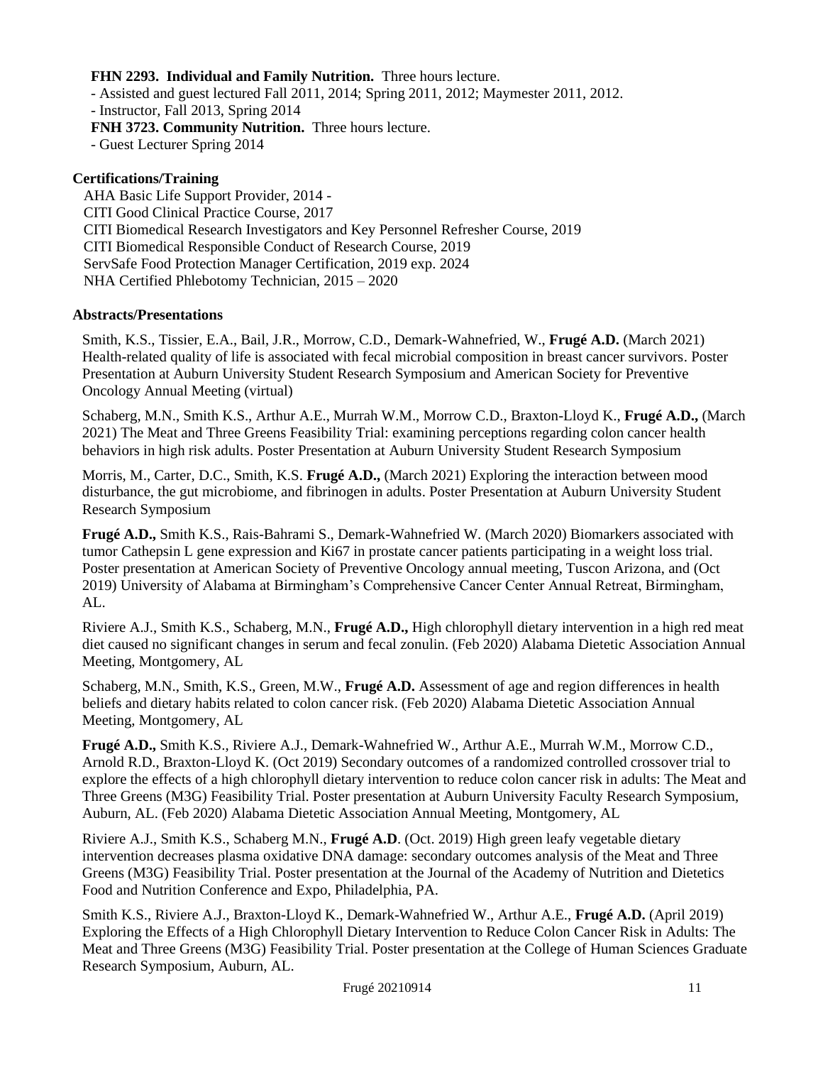**FHN 2293. Individual and Family Nutrition.** Three hours lecture.

- Assisted and guest lectured Fall 2011, 2014; Spring 2011, 2012; Maymester 2011, 2012.
- Instructor, Fall 2013, Spring 2014

**FNH 3723. Community Nutrition.** Three hours lecture.

- Guest Lecturer Spring 2014

### Certifications/Training

AHA Basic Life Support Provider, 2014 -
CITI Good Clinical Practice Course, 2017
CITI Biomedical Research Investigators and Key Personnel Refresher Course, 2019
CITI Biomedical Responsible Conduct of Research Course, 2019
ServSafe Food Protection Manager Certification, 2019 exp. 2024
NHA Certified Phlebotomy Technician, 2015 – 2020

### Abstracts/Presentations

Smith, K.S., Tissier, E.A., Bail, J.R., Morrow, C.D., Demark-Wahnefried, W., **Frugé A.D.** (March 2021) Health-related quality of life is associated with fecal microbial composition in breast cancer survivors. Poster Presentation at Auburn University Student Research Symposium and American Society for Preventive Oncology Annual Meeting (virtual)

Schaberg, M.N., Smith K.S., Arthur A.E., Murrah W.M., Morrow C.D., Braxton-Lloyd K., **Frugé A.D.,** (March 2021) The Meat and Three Greens Feasibility Trial: examining perceptions regarding colon cancer health behaviors in high risk adults. Poster Presentation at Auburn University Student Research Symposium

Morris, M., Carter, D.C., Smith, K.S. **Frugé A.D.,** (March 2021) Exploring the interaction between mood disturbance, the gut microbiome, and fibrinogen in adults. Poster Presentation at Auburn University Student Research Symposium

**Frugé A.D.,** Smith K.S., Rais-Bahrami S., Demark-Wahnefried W. (March 2020) Biomarkers associated with tumor Cathepsin L gene expression and Ki67 in prostate cancer patients participating in a weight loss trial. Poster presentation at American Society of Preventive Oncology annual meeting, Tuscon Arizona, and (Oct 2019) University of Alabama at Birmingham's Comprehensive Cancer Center Annual Retreat, Birmingham, AL.

Riviere A.J., Smith K.S., Schaberg, M.N., **Frugé A.D.,** High chlorophyll dietary intervention in a high red meat diet caused no significant changes in serum and fecal zonulin. (Feb 2020) Alabama Dietetic Association Annual Meeting, Montgomery, AL

Schaberg, M.N., Smith, K.S., Green, M.W., **Frugé A.D.** Assessment of age and region differences in health beliefs and dietary habits related to colon cancer risk. (Feb 2020) Alabama Dietetic Association Annual Meeting, Montgomery, AL

**Frugé A.D.,** Smith K.S., Riviere A.J., Demark-Wahnefried W., Arthur A.E., Murrah W.M., Morrow C.D., Arnold R.D., Braxton-Lloyd K. (Oct 2019) Secondary outcomes of a randomized controlled crossover trial to explore the effects of a high chlorophyll dietary intervention to reduce colon cancer risk in adults: The Meat and Three Greens (M3G) Feasibility Trial. Poster presentation at Auburn University Faculty Research Symposium, Auburn, AL. (Feb 2020) Alabama Dietetic Association Annual Meeting, Montgomery, AL

Riviere A.J., Smith K.S., Schaberg M.N., **Frugé A.D**. (Oct. 2019) High green leafy vegetable dietary intervention decreases plasma oxidative DNA damage: secondary outcomes analysis of the Meat and Three Greens (M3G) Feasibility Trial. Poster presentation at the Journal of the Academy of Nutrition and Dietetics Food and Nutrition Conference and Expo, Philadelphia, PA.

Smith K.S., Riviere A.J., Braxton-Lloyd K., Demark-Wahnefried W., Arthur A.E., **Frugé A.D.** (April 2019) Exploring the Effects of a High Chlorophyll Dietary Intervention to Reduce Colon Cancer Risk in Adults: The Meat and Three Greens (M3G) Feasibility Trial. Poster presentation at the College of Human Sciences Graduate Research Symposium, Auburn, AL.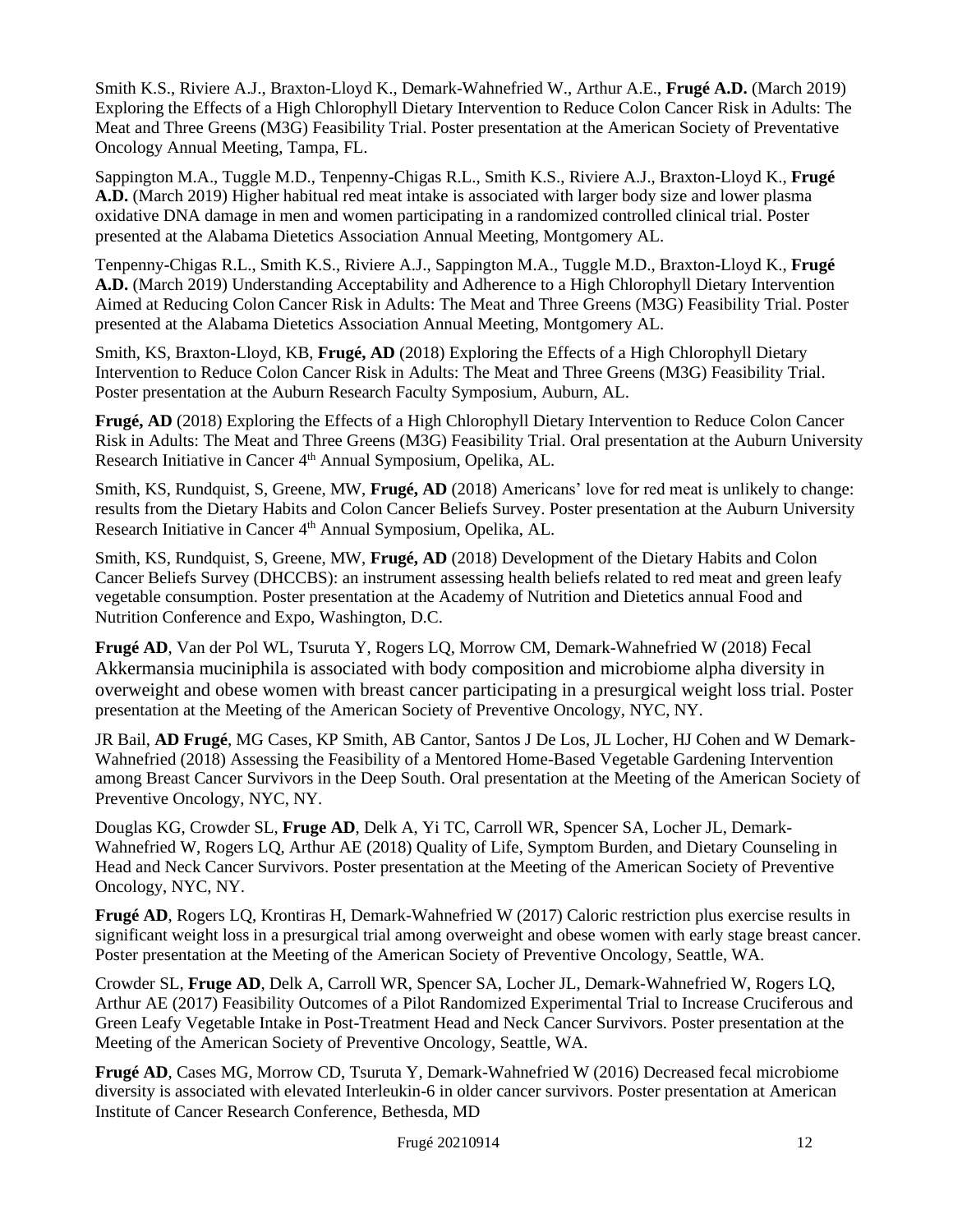Smith K.S., Riviere A.J., Braxton-Lloyd K., Demark-Wahnefried W., Arthur A.E., **Frugé A.D.** (March 2019) Exploring the Effects of a High Chlorophyll Dietary Intervention to Reduce Colon Cancer Risk in Adults: The Meat and Three Greens (M3G) Feasibility Trial. Poster presentation at the American Society of Preventative Oncology Annual Meeting, Tampa, FL.

Sappington M.A., Tuggle M.D., Tenpenny-Chigas R.L., Smith K.S., Riviere A.J., Braxton-Lloyd K., **Frugé A.D.** (March 2019) Higher habitual red meat intake is associated with larger body size and lower plasma oxidative DNA damage in men and women participating in a randomized controlled clinical trial. Poster presented at the Alabama Dietetics Association Annual Meeting, Montgomery AL.

Tenpenny-Chigas R.L., Smith K.S., Riviere A.J., Sappington M.A., Tuggle M.D., Braxton-Lloyd K., **Frugé A.D.** (March 2019) Understanding Acceptability and Adherence to a High Chlorophyll Dietary Intervention Aimed at Reducing Colon Cancer Risk in Adults: The Meat and Three Greens (M3G) Feasibility Trial. Poster presented at the Alabama Dietetics Association Annual Meeting, Montgomery AL.

Smith, KS, Braxton-Lloyd, KB, **Frugé, AD** (2018) Exploring the Effects of a High Chlorophyll Dietary Intervention to Reduce Colon Cancer Risk in Adults: The Meat and Three Greens (M3G) Feasibility Trial. Poster presentation at the Auburn Research Faculty Symposium, Auburn, AL.

**Frugé, AD** (2018) Exploring the Effects of a High Chlorophyll Dietary Intervention to Reduce Colon Cancer Risk in Adults: The Meat and Three Greens (M3G) Feasibility Trial. Oral presentation at the Auburn University Research Initiative in Cancer 4th Annual Symposium, Opelika, AL.

Smith, KS, Rundquist, S, Greene, MW, **Frugé, AD** (2018) Americans' love for red meat is unlikely to change: results from the Dietary Habits and Colon Cancer Beliefs Survey. Poster presentation at the Auburn University Research Initiative in Cancer 4th Annual Symposium, Opelika, AL.

Smith, KS, Rundquist, S, Greene, MW, **Frugé, AD** (2018) Development of the Dietary Habits and Colon Cancer Beliefs Survey (DHCCBS): an instrument assessing health beliefs related to red meat and green leafy vegetable consumption. Poster presentation at the Academy of Nutrition and Dietetics annual Food and Nutrition Conference and Expo, Washington, D.C.

**Frugé AD**, Van der Pol WL, Tsuruta Y, Rogers LQ, Morrow CM, Demark-Wahnefried W (2018) Fecal Akkermansia muciniphila is associated with body composition and microbiome alpha diversity in overweight and obese women with breast cancer participating in a presurgical weight loss trial. Poster presentation at the Meeting of the American Society of Preventive Oncology, NYC, NY.

JR Bail, **AD Frugé**, MG Cases, KP Smith, AB Cantor, Santos J De Los, JL Locher, HJ Cohen and W Demark-Wahnefried (2018) Assessing the Feasibility of a Mentored Home-Based Vegetable Gardening Intervention among Breast Cancer Survivors in the Deep South. Oral presentation at the Meeting of the American Society of Preventive Oncology, NYC, NY.

Douglas KG, Crowder SL, **Fruge AD**, Delk A, Yi TC, Carroll WR, Spencer SA, Locher JL, Demark-Wahnefried W, Rogers LQ, Arthur AE (2018) Quality of Life, Symptom Burden, and Dietary Counseling in Head and Neck Cancer Survivors. Poster presentation at the Meeting of the American Society of Preventive Oncology, NYC, NY.

**Frugé AD**, Rogers LQ, Krontiras H, Demark-Wahnefried W (2017) Caloric restriction plus exercise results in significant weight loss in a presurgical trial among overweight and obese women with early stage breast cancer. Poster presentation at the Meeting of the American Society of Preventive Oncology, Seattle, WA.

Crowder SL, **Fruge AD**, Delk A, Carroll WR, Spencer SA, Locher JL, Demark-Wahnefried W, Rogers LQ, Arthur AE (2017) Feasibility Outcomes of a Pilot Randomized Experimental Trial to Increase Cruciferous and Green Leafy Vegetable Intake in Post-Treatment Head and Neck Cancer Survivors. Poster presentation at the Meeting of the American Society of Preventive Oncology, Seattle, WA.

**Frugé AD**, Cases MG, Morrow CD, Tsuruta Y, Demark-Wahnefried W (2016) Decreased fecal microbiome diversity is associated with elevated Interleukin-6 in older cancer survivors. Poster presentation at American Institute of Cancer Research Conference, Bethesda, MD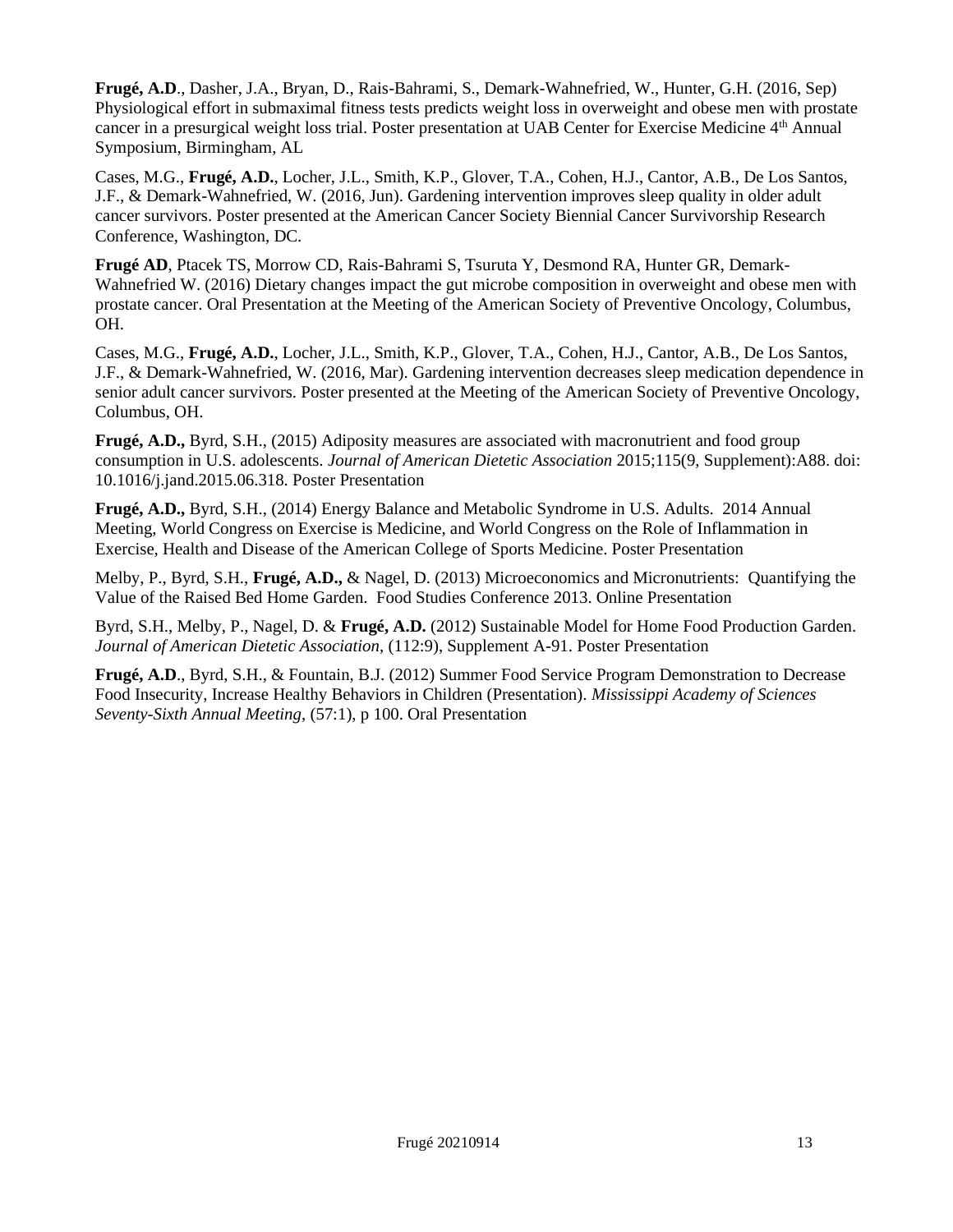**Frugé, A.D**., Dasher, J.A., Bryan, D., Rais-Bahrami, S., Demark-Wahnefried, W., Hunter, G.H. (2016, Sep) Physiological effort in submaximal fitness tests predicts weight loss in overweight and obese men with prostate cancer in a presurgical weight loss trial. Poster presentation at UAB Center for Exercise Medicine 4th Annual Symposium, Birmingham, AL

Cases, M.G., **Frugé, A.D.**, Locher, J.L., Smith, K.P., Glover, T.A., Cohen, H.J., Cantor, A.B., De Los Santos, J.F., & Demark-Wahnefried, W. (2016, Jun). Gardening intervention improves sleep quality in older adult cancer survivors. Poster presented at the American Cancer Society Biennial Cancer Survivorship Research Conference, Washington, DC.

**Frugé AD**, Ptacek TS, Morrow CD, Rais-Bahrami S, Tsuruta Y, Desmond RA, Hunter GR, Demark-Wahnefried W. (2016) Dietary changes impact the gut microbe composition in overweight and obese men with prostate cancer. Oral Presentation at the Meeting of the American Society of Preventive Oncology, Columbus, OH.

Cases, M.G., **Frugé, A.D.**, Locher, J.L., Smith, K.P., Glover, T.A., Cohen, H.J., Cantor, A.B., De Los Santos, J.F., & Demark-Wahnefried, W. (2016, Mar). Gardening intervention decreases sleep medication dependence in senior adult cancer survivors. Poster presented at the Meeting of the American Society of Preventive Oncology, Columbus, OH.

**Frugé, A.D.,** Byrd, S.H., (2015) Adiposity measures are associated with macronutrient and food group consumption in U.S. adolescents. *Journal of American Dietetic Association* 2015;115(9, Supplement):A88. doi: 10.1016/j.jand.2015.06.318. Poster Presentation

**Frugé, A.D.,** Byrd, S.H., (2014) Energy Balance and Metabolic Syndrome in U.S. Adults. 2014 Annual Meeting, World Congress on Exercise is Medicine, and World Congress on the Role of Inflammation in Exercise, Health and Disease of the American College of Sports Medicine. Poster Presentation

Melby, P., Byrd, S.H., **Frugé, A.D.,** & Nagel, D. (2013) Microeconomics and Micronutrients: Quantifying the Value of the Raised Bed Home Garden. Food Studies Conference 2013. Online Presentation

Byrd, S.H., Melby, P., Nagel, D. & **Frugé, A.D.** (2012) Sustainable Model for Home Food Production Garden. *Journal of American Dietetic Association*, (112:9), Supplement A-91. Poster Presentation

**Frugé, A.D**., Byrd, S.H., & Fountain, B.J. (2012) Summer Food Service Program Demonstration to Decrease Food Insecurity, Increase Healthy Behaviors in Children (Presentation). *Mississippi Academy of Sciences Seventy-Sixth Annual Meeting*, (57:1), p 100. Oral Presentation